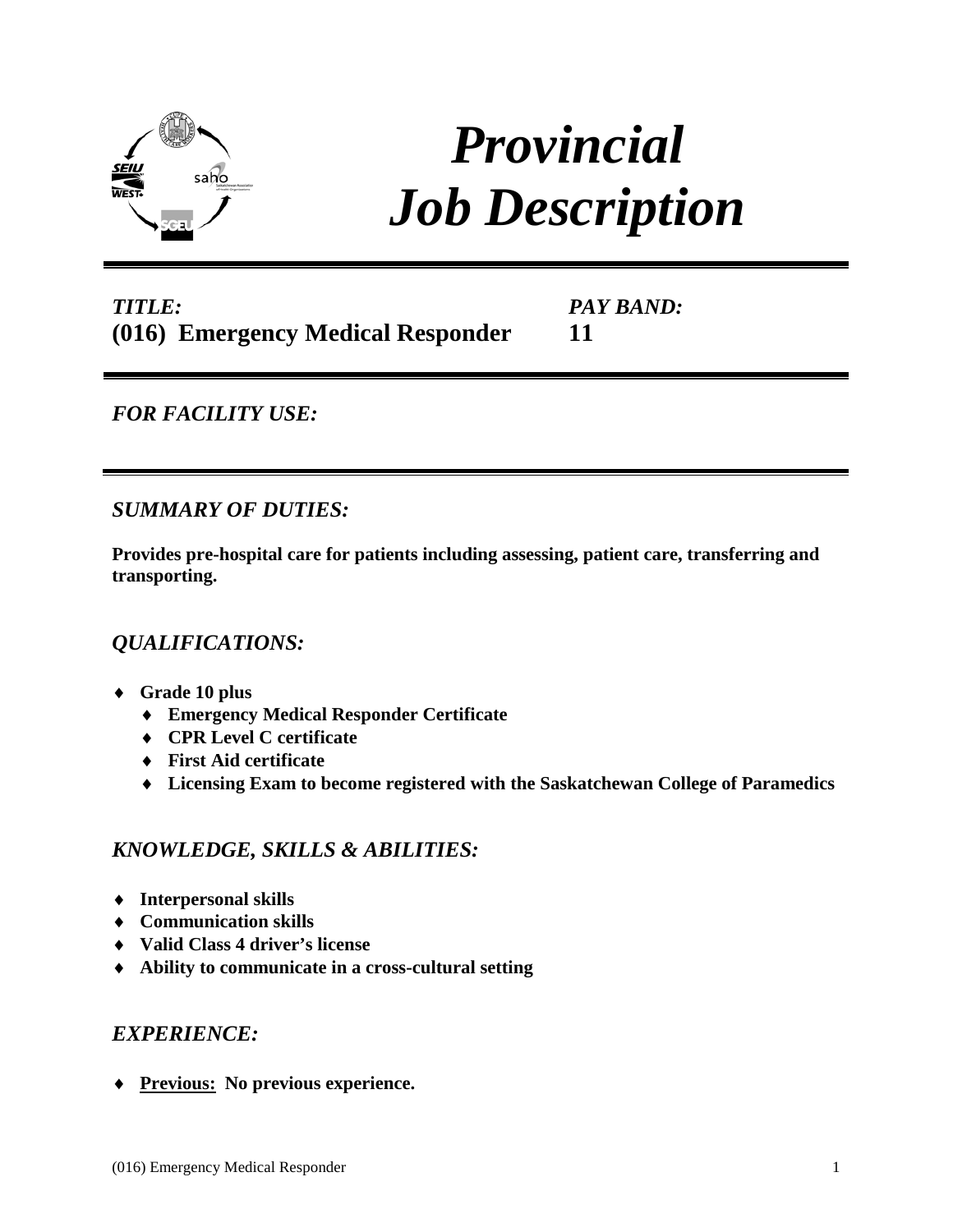# *Provincial Job Description*

***TITLE:***
**(016) Emergency Medical Responder**

***PAY BAND:***
**11**

***FOR FACILITY USE:***

## *SUMMARY OF DUTIES:*

**Provides pre-hospital care for patients including assessing, patient care, transferring and transporting.**

## *QUALIFICATIONS:*

- **Grade 10 plus**
  - **Emergency Medical Responder Certificate**
  - **CPR Level C certificate**
  - **First Aid certificate**
  - **Licensing Exam to become registered with the Saskatchewan College of Paramedics**

## *KNOWLEDGE, SKILLS & ABILITIES:*

- **Interpersonal skills**
- **Communication skills**
- **Valid Class 4 driver's license**
- **Ability to communicate in a cross-cultural setting**

## *EXPERIENCE:*

- **<u>Previous:</u> No previous experience.**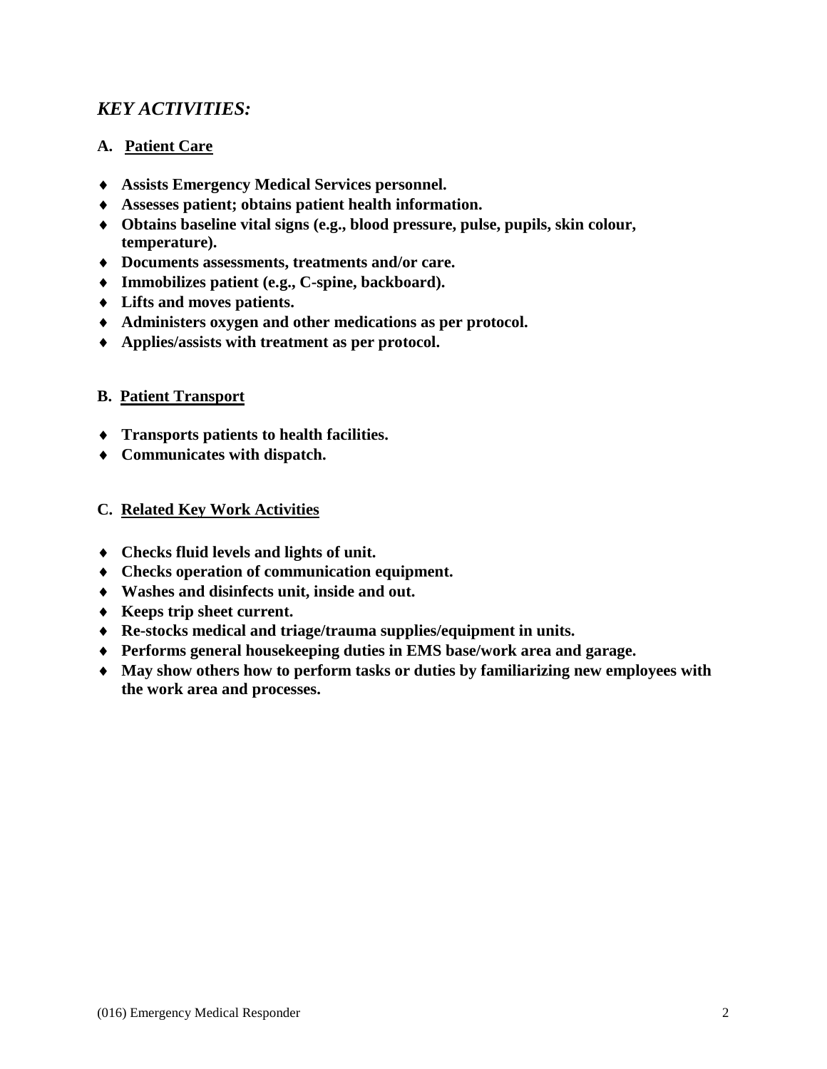## *KEY ACTIVITIES:*

### A. Patient Care

- **Assists Emergency Medical Services personnel.**
- **Assesses patient; obtains patient health information.**
- **Obtains baseline vital signs (e.g., blood pressure, pulse, pupils, skin colour, temperature).**
- **Documents assessments, treatments and/or care.**
- **Immobilizes patient (e.g., C-spine, backboard).**
- **Lifts and moves patients.**
- **Administers oxygen and other medications as per protocol.**
- **Applies/assists with treatment as per protocol.**

### B. Patient Transport

- **Transports patients to health facilities.**
- **Communicates with dispatch.**

### C. Related Key Work Activities

- **Checks fluid levels and lights of unit.**
- **Checks operation of communication equipment.**
- **Washes and disinfects unit, inside and out.**
- **Keeps trip sheet current.**
- **Re-stocks medical and triage/trauma supplies/equipment in units.**
- **Performs general housekeeping duties in EMS base/work area and garage.**
- **May show others how to perform tasks or duties by familiarizing new employees with the work area and processes.**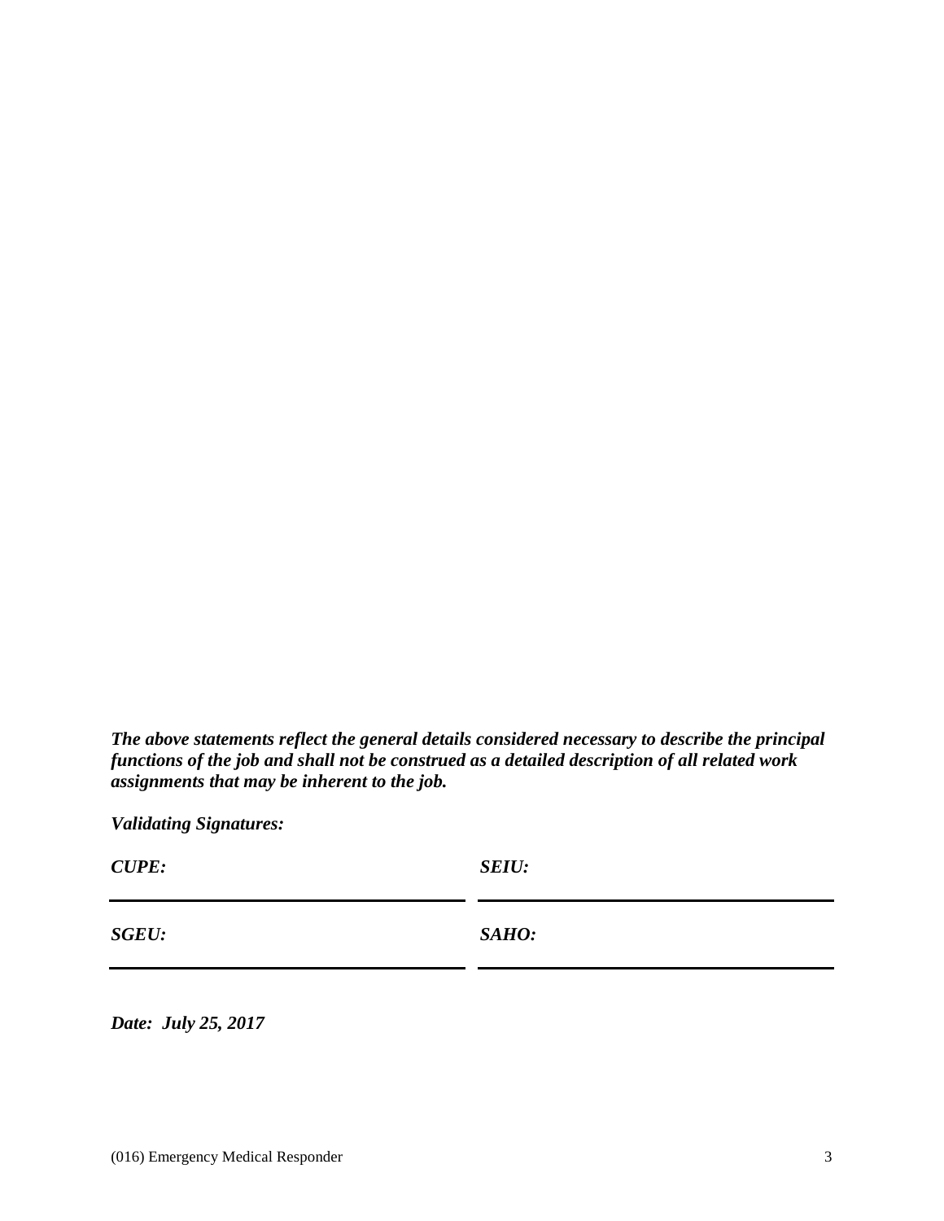***The above statements reflect the general details considered necessary to describe the principal functions of the job and shall not be construed as a detailed description of all related work assignments that may be inherent to the job.***

***Validating Signatures:***

| | |
|---|---|
| ***CUPE:*** | ***SEIU:*** |
| ___________________________ | ___________________________ |
| ***SGEU:*** | ***SAHO:*** |
| ___________________________ | ___________________________ |

***Date: July 25, 2017***